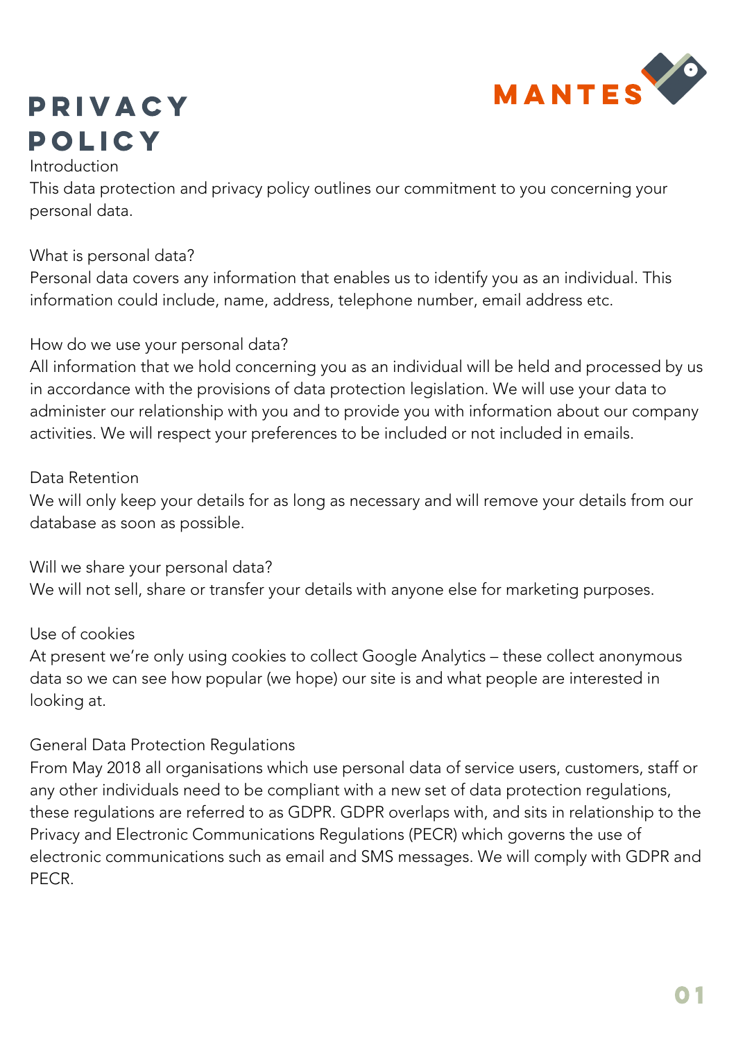MANTES

# PRIVACY POLICY

## Introduction

This data protection and privacy policy outlines our commitment to you concerning your personal data.

## What is personal data?

Personal data covers any information that enables us to identify you as an individual. This information could include, name, address, telephone number, email address etc.

## How do we use your personal data?

All information that we hold concerning you as an individual will be held and processed by us in accordance with the provisions of data protection legislation. We will use your data to administer our relationship with you and to provide you with information about our company activities. We will respect your preferences to be included or not included in emails.

## Data Retention

We will only keep your details for as long as necessary and will remove your details from our database as soon as possible.

## Will we share your personal data?

We will not sell, share or transfer your details with anyone else for marketing purposes.

## Use of cookies

At present we're only using cookies to collect Google Analytics – these collect anonymous data so we can see how popular (we hope) our site is and what people are interested in looking at.

## General Data Protection Regulations

From May 2018 all organisations which use personal data of service users, customers, staff or any other individuals need to be compliant with a new set of data protection regulations, these regulations are referred to as GDPR. GDPR overlaps with, and sits in relationship to the Privacy and Electronic Communications Regulations (PECR) which governs the use of electronic communications such as email and SMS messages. We will comply with GDPR and PECR.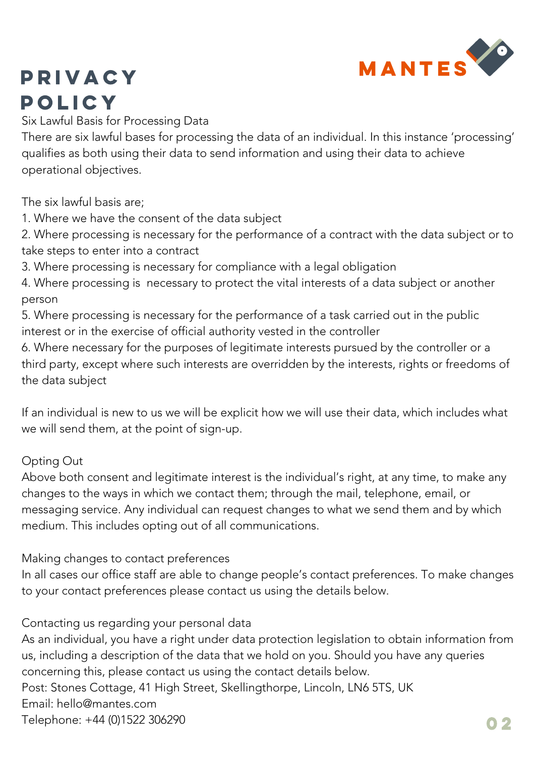# PRIVACY POLICY

MANTES

## Six Lawful Basis for Processing Data

There are six lawful bases for processing the data of an individual. In this instance 'processing' qualifies as both using their data to send information and using their data to achieve operational objectives.

The six lawful basis are;

1. Where we have the consent of the data subject
2. Where processing is necessary for the performance of a contract with the data subject or to take steps to enter into a contract
3. Where processing is necessary for compliance with a legal obligation
4. Where processing is necessary to protect the vital interests of a data subject or another person
5. Where processing is necessary for the performance of a task carried out in the public interest or in the exercise of official authority vested in the controller
6. Where necessary for the purposes of legitimate interests pursued by the controller or a third party, except where such interests are overridden by the interests, rights or freedoms of the data subject

If an individual is new to us we will be explicit how we will use their data, which includes what we will send them, at the point of sign-up.

## Opting Out

Above both consent and legitimate interest is the individual's right, at any time, to make any changes to the ways in which we contact them; through the mail, telephone, email, or messaging service. Any individual can request changes to what we send them and by which medium. This includes opting out of all communications.

## Making changes to contact preferences

In all cases our office staff are able to change people's contact preferences. To make changes to your contact preferences please contact us using the details below.

## Contacting us regarding your personal data

As an individual, you have a right under data protection legislation to obtain information from us, including a description of the data that we hold on you. Should you have any queries concerning this, please contact us using the contact details below.

Post: Stones Cottage, 41 High Street, Skellingthorpe, Lincoln, LN6 5TS, UK
Email: hello@mantes.com
Telephone: +44 (0)1522 306290